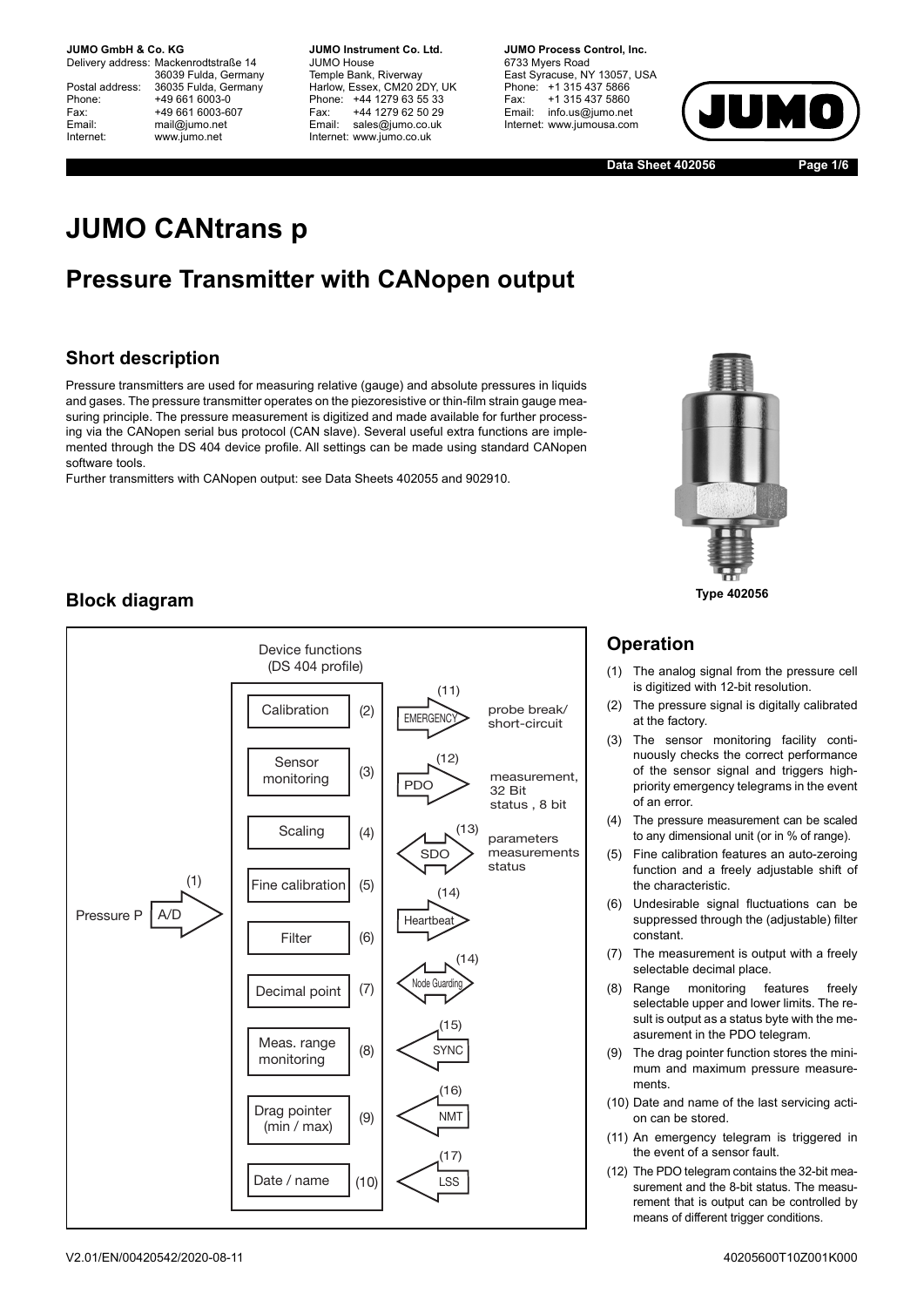**JUMO GmbH & Co. KG**
Delivery address: Mackenrodtstraße 14
36039 Fulda, Germany
Postal address: 36035 Fulda, Germany
Phone: +49 661 6003-0
Fax: +49 661 6003-607
Email: mail@jumo.net
Internet: www.jumo.net

**JUMO Instrument Co. Ltd.**
JUMO House
Temple Bank, Riverway
Harlow, Essex, CM20 2DY, UK
Phone: +44 1279 63 55 33
Fax: +44 1279 62 50 29
Email: sales@jumo.co.uk
Internet: www.jumo.co.uk

**JUMO Process Control, Inc.**
6733 Myers Road
East Syracuse, NY 13057, USA
Phone: +1 315 437 5866
Fax: +1 315 437 5860
Email: info.us@jumo.net
Internet: www.jumousa.com

**Data Sheet 402056**

# JUMO CANtrans p

## Pressure Transmitter with CANopen output

### Short description

Pressure transmitters are used for measuring relative (gauge) and absolute pressures in liquids and gases. The pressure transmitter operates on the piezoresistive or thin-film strain gauge measuring principle. The pressure measurement is digitized and made available for further processing via the CANopen serial bus protocol (CAN slave). Several useful extra functions are implemented through the DS 404 device profile. All settings can be made using standard CANopen software tools.
Further transmitters with CANopen output: see Data Sheets 402055 and 902910.

Type 402056

### Block diagram

Device functions (DS 404 profile)

Pressure P → A/D (1)

- Calibration (2)
- Sensor monitoring (3)
- Scaling (4)
- Fine calibration (5)
- Filter (6)
- Decimal point (7)
- Meas. range monitoring (8)
- Drag pointer (min / max) (9)
- Date / name (10)

- EMERGENCY (11): probe break/ short-circuit
- PDO (12): measurement, 32 Bit status, 8 bit
- SDO (13): parameters measurements status
- Heartbeat (14)
- Node Guarding (14)
- SYNC (15)
- NMT (16)
- LSS (17)

### Operation

(1) The analog signal from the pressure cell is digitized with 12-bit resolution.

(2) The pressure signal is digitally calibrated at the factory.

(3) The sensor monitoring facility continuously checks the correct performance of the sensor signal and triggers high-priority emergency telegrams in the event of an error.

(4) The pressure measurement can be scaled to any dimensional unit (or in % of range).

(5) Fine calibration features an auto-zeroing function and a freely adjustable shift of the characteristic.

(6) Undesirable signal fluctuations can be suppressed through the (adjustable) filter constant.

(7) The measurement is output with a freely selectable decimal place.

(8) Range monitoring features freely selectable upper and lower limits. The result is output as a status byte with the measurement in the PDO telegram.

(9) The drag pointer function stores the minimum and maximum pressure measurements.

(10) Date and name of the last servicing action can be stored.

(11) An emergency telegram is triggered in the event of a sensor fault.

(12) The PDO telegram contains the 32-bit measurement and the 8-bit status. The measurement that is output can be controlled by means of different trigger conditions.

V2.01/EN/00420542/2020-08-11

40205600T10Z001K000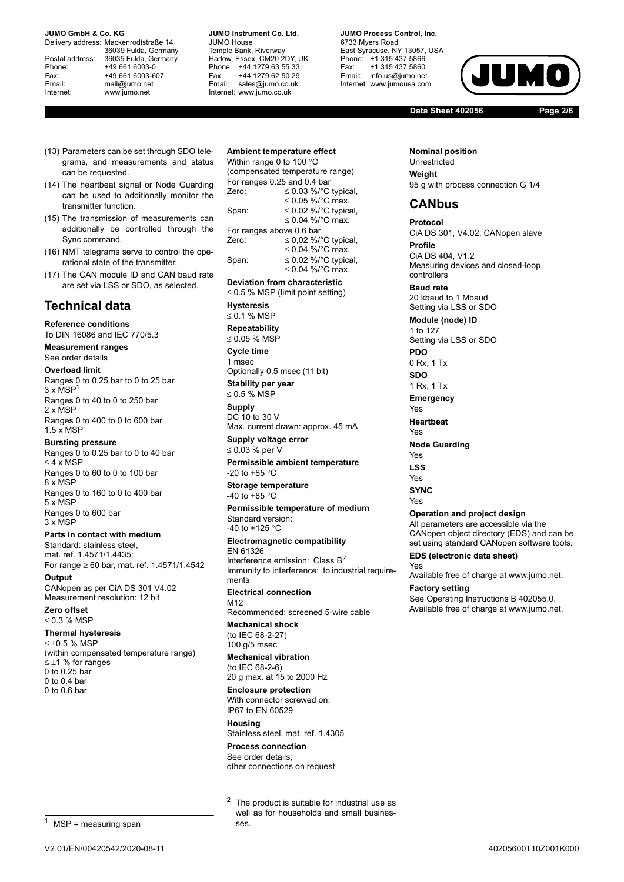(13) Parameters can be set through SDO telegrams, and measurements and status can be requested.

(14) The heartbeat signal or Node Guarding can be used to additionally monitor the transmitter function.

(15) The transmission of measurements can additionally be controlled through the Sync command.

(16) NMT telegrams serve to control the operational state of the transmitter.

(17) The CAN module ID and CAN baud rate are set via LSS or SDO, as selected.

## Technical data

**Reference conditions**
To DIN 16086 and IEC 770/5.3

**Measurement ranges**
See order details

**Overload limit**
Ranges 0 to 0.25 bar to 0 to 25 bar
3 x MSP[1]
Ranges 0 to 40 to 0 to 250 bar
2 x MSP
Ranges 0 to 400 to 0 to 600 bar
1.5 x MSP

**Bursting pressure**
Ranges 0 to 0.25 bar to 0 to 40 bar
≤ 4 x MSP
Ranges 0 to 60 to 0 to 100 bar
8 x MSP
Ranges 0 to 160 to 0 to 400 bar
5 x MSP
Ranges 0 to 600 bar
3 x MSP

**Parts in contact with medium**
Standard: stainless steel,
mat. ref. 1.4571/1.4435;
For range ≥ 60 bar, mat. ref. 1.4571/1.4542

**Output**
CANopen as per CiA DS 301 V4.02
Measurement resolution: 12 bit

**Zero offset**
≤ 0.3 % MSP

**Thermal hysteresis**
≤ ±0.5 % MSP
(within compensated temperature range)
≤ ±1 % for ranges
0 to 0.25 bar
0 to 0.4 bar
0 to 0.6 bar

**Ambient temperature effect**
Within range 0 to 100 °C
(compensated temperature range)
For ranges 0.25 and 0.4 bar
Zero: ≤ 0.03 %/°C typical,
≤ 0.05 %/°C max.
Span: ≤ 0.02 %/°C typical,
≤ 0.04 %/°C max.
For ranges above 0.6 bar
Zero: ≤ 0,02 %/°C typical,
≤ 0.04 %/°C max.
Span: ≤ 0.02 %/°C typical,
≤ 0.04 %/°C max.

**Deviation from characteristic**
≤ 0.5 % MSP (limit point setting)

**Hysteresis**
≤ 0.1 % MSP

**Repeatability**
≤ 0.05 % MSP

**Cycle time**
1 msec
Optionally 0.5 msec (11 bit)

**Stability per year**
≤ 0.5 % MSP

**Supply**
DC 10 to 30 V
Max. current drawn: approx. 45 mA

**Supply voltage error**
≤ 0.03 % per V

**Permissible ambient temperature**
-20 to +85 °C

**Storage temperature**
-40 to +85 °C

**Permissible temperature of medium**
Standard version:
-40 to +125 °C

**Electromagnetic compatibility**
EN 61326
Interference emission: Class B[2]
Immunity to interference: to industrial requirements

**Electrical connection**
M12
Recommended: screened 5-wire cable

**Mechanical shock**
(to IEC 68-2-27)
100 g/5 msec

**Mechanical vibration**
(to IEC 68-2-6)
20 g max. at 15 to 2000 Hz

**Enclosure protection**
With connector screwed on:
IP67 to EN 60529

**Housing**
Stainless steel, mat. ref. 1.4305

**Process connection**
See order details;
other connections on request

**Nominal position**
Unrestricted

**Weight**
95 g with process connection G 1/4

## CANbus

**Protocol**
CiA DS 301, V4.02, CANopen slave

**Profile**
CiA DS 404, V1.2
Measuring devices and closed-loop controllers

**Baud rate**
20 kbaud to 1 Mbaud
Setting via LSS or SDO

**Module (node) ID**
1 to 127
Setting via LSS or SDO

**PDO**
0 Rx, 1 Tx

**SDO**
1 Rx, 1 Tx

**Emergency**
Yes

**Heartbeat**
Yes

**Node Guarding**
Yes

**LSS**
Yes

**SYNC**
Yes

**Operation and project design**
All parameters are accessible via the CANopen object directory (EDS) and can be set using standard CANopen software tools.

**EDS (electronic data sheet)**
Yes
Available free of charge at www.jumo.net.

**Factory setting**
See Operating Instructions B 402055.0.
Available free of charge at www.jumo.net.

---

[1] MSP = measuring span

[2] The product is suitable for industrial use as well as for households and small businesses.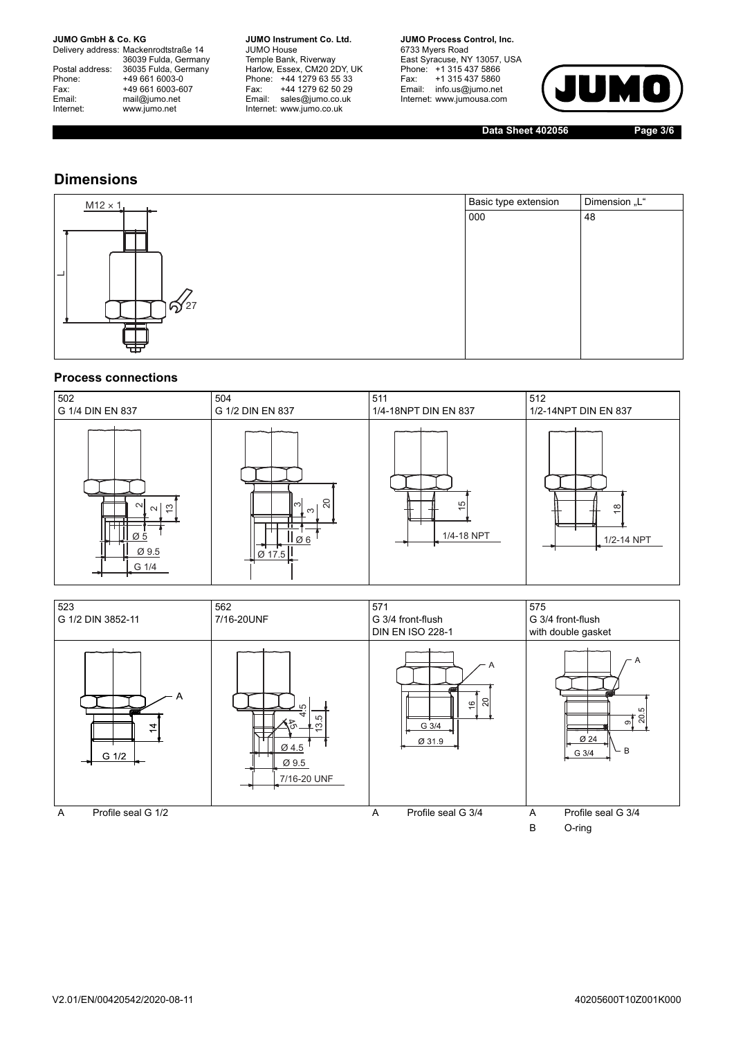## Dimensions

M12 × 1

L

27

| Basic type extension | Dimension „L" |
|---|---|
| 000 | 48 |

### Process connections

| 502 | 504 | 511 | 512 |
|---|---|---|---|
| G 1/4 DIN EN 837 | G 1/2 DIN EN 837 | 1/4-18NPT DIN EN 837 | 1/2-14NPT DIN EN 837 |

| 523 | 562 | 571 | 575 |
|---|---|---|---|
| G 1/2 DIN 3852-11 | 7/16-20UNF | G 3/4 front-flush DIN EN ISO 228-1 | G 3/4 front-flush with double gasket |
| A Profile seal G 1/2 | | A Profile seal G 3/4 | A Profile seal G 3/4<br>B O-ring |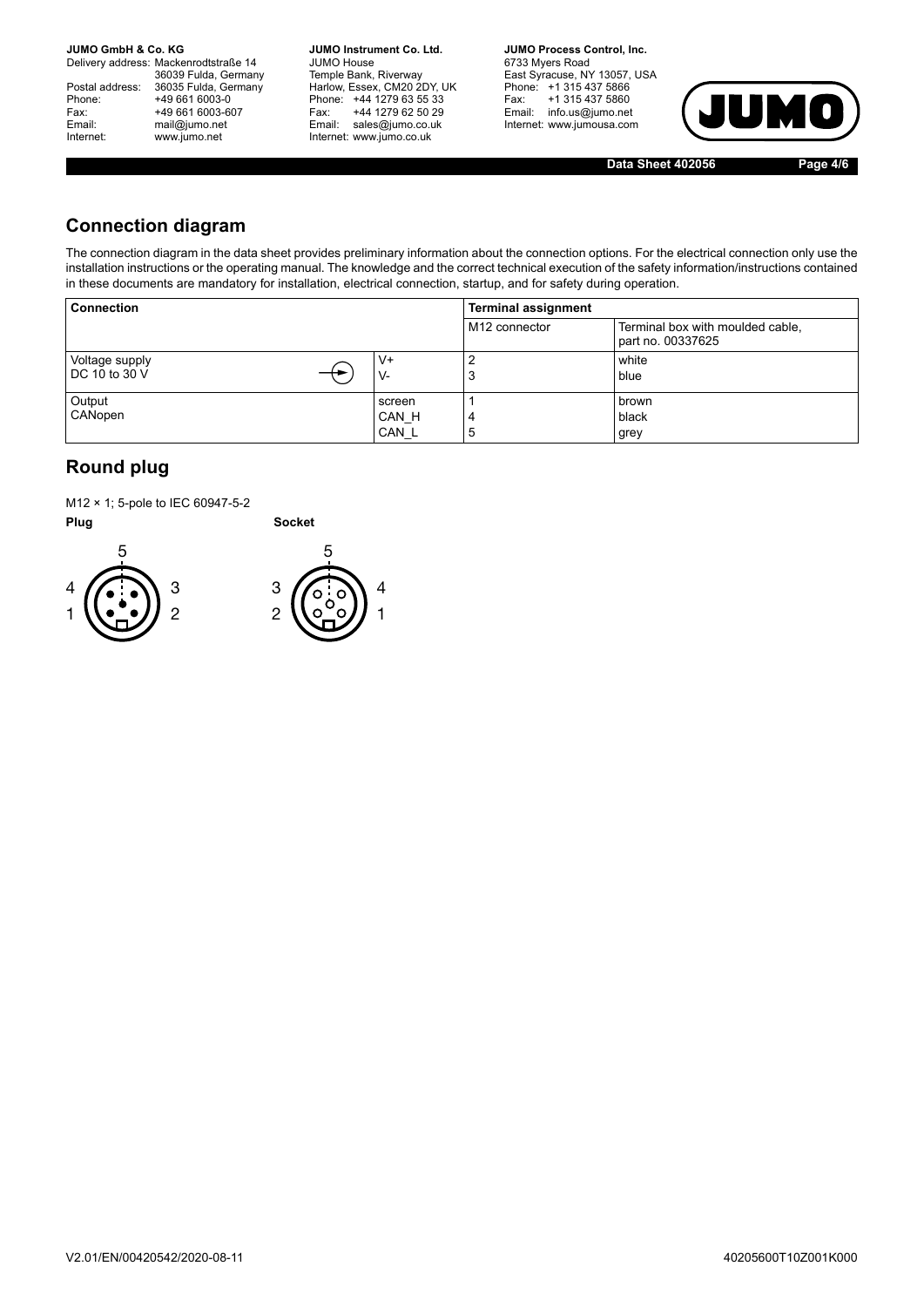## Connection diagram

The connection diagram in the data sheet provides preliminary information about the connection options. For the electrical connection only use the installation instructions or the operating manual. The knowledge and the correct technical execution of the safety information/instructions contained in these documents are mandatory for installation, electrical connection, startup, and for safety during operation.

| Connection | | Terminal assignment | |
|---|---|---|---|
| | | M12 connector | Terminal box with moulded cable, part no. 00337625 |
| Voltage supply DC 10 to 30 V | V+<br>V- | 2<br>3 | white<br>blue |
| Output CANopen | screen<br>CAN_H<br>CAN_L | 1<br>4<br>5 | brown<br>black<br>grey |

## Round plug

M12 × 1; 5-pole to IEC 60947-5-2

**Plug** **Socket**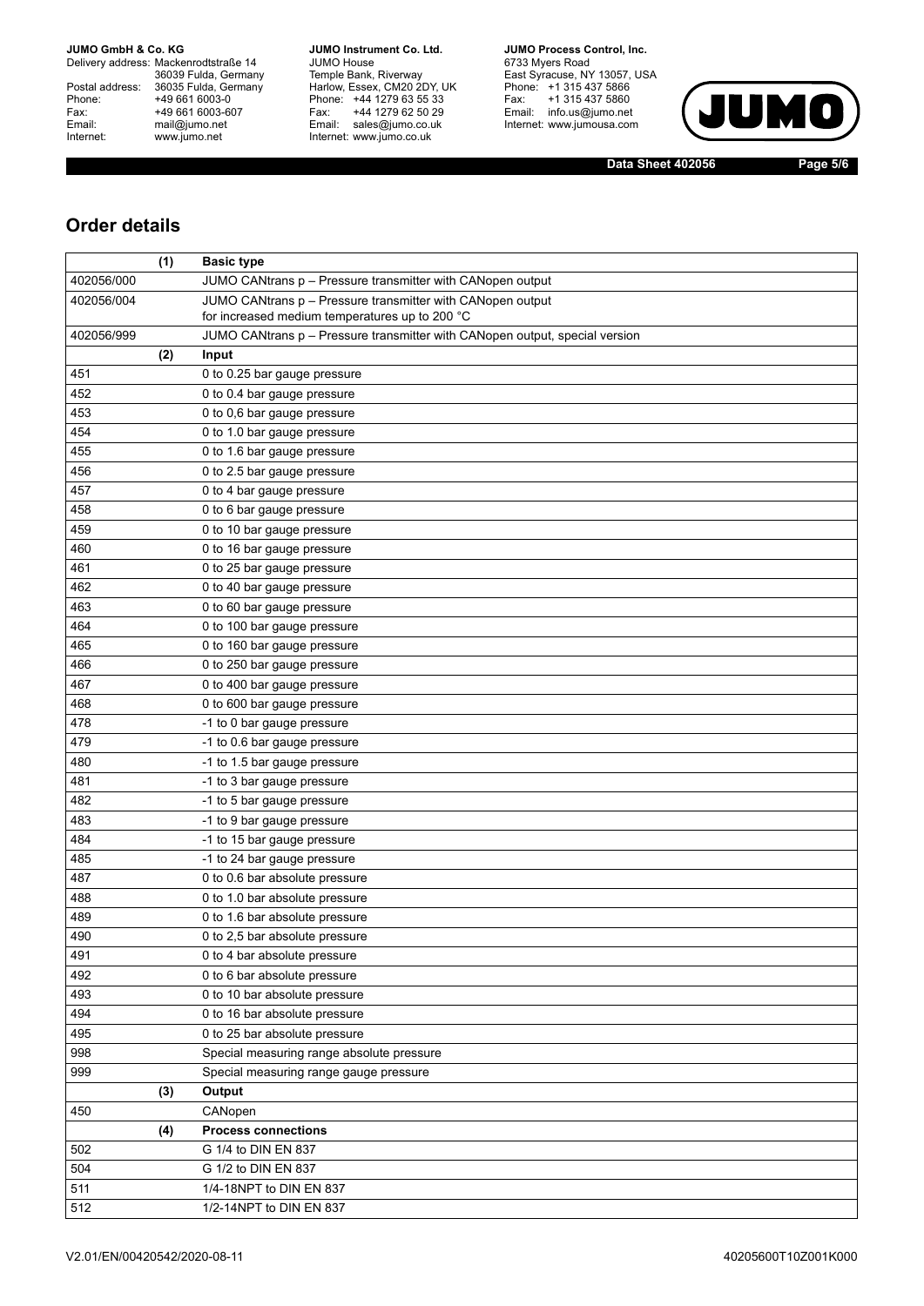## Order details

| | (1) | Basic type |
|---|---|---|
| 402056/000 | | JUMO CANtrans p – Pressure transmitter with CANopen output |
| 402056/004 | | JUMO CANtrans p – Pressure transmitter with CANopen output for increased medium temperatures up to 200 °C |
| 402056/999 | | JUMO CANtrans p – Pressure transmitter with CANopen output, special version |
| | (2) | **Input** |
| 451 | | 0 to 0.25 bar gauge pressure |
| 452 | | 0 to 0.4 bar gauge pressure |
| 453 | | 0 to 0,6 bar gauge pressure |
| 454 | | 0 to 1.0 bar gauge pressure |
| 455 | | 0 to 1.6 bar gauge pressure |
| 456 | | 0 to 2.5 bar gauge pressure |
| 457 | | 0 to 4 bar gauge pressure |
| 458 | | 0 to 6 bar gauge pressure |
| 459 | | 0 to 10 bar gauge pressure |
| 460 | | 0 to 16 bar gauge pressure |
| 461 | | 0 to 25 bar gauge pressure |
| 462 | | 0 to 40 bar gauge pressure |
| 463 | | 0 to 60 bar gauge pressure |
| 464 | | 0 to 100 bar gauge pressure |
| 465 | | 0 to 160 bar gauge pressure |
| 466 | | 0 to 250 bar gauge pressure |
| 467 | | 0 to 400 bar gauge pressure |
| 468 | | 0 to 600 bar gauge pressure |
| 478 | | -1 to 0 bar gauge pressure |
| 479 | | -1 to 0.6 bar gauge pressure |
| 480 | | -1 to 1.5 bar gauge pressure |
| 481 | | -1 to 3 bar gauge pressure |
| 482 | | -1 to 5 bar gauge pressure |
| 483 | | -1 to 9 bar gauge pressure |
| 484 | | -1 to 15 bar gauge pressure |
| 485 | | -1 to 24 bar gauge pressure |
| 487 | | 0 to 0.6 bar absolute pressure |
| 488 | | 0 to 1.0 bar absolute pressure |
| 489 | | 0 to 1.6 bar absolute pressure |
| 490 | | 0 to 2,5 bar absolute pressure |
| 491 | | 0 to 4 bar absolute pressure |
| 492 | | 0 to 6 bar absolute pressure |
| 493 | | 0 to 10 bar absolute pressure |
| 494 | | 0 to 16 bar absolute pressure |
| 495 | | 0 to 25 bar absolute pressure |
| 998 | | Special measuring range absolute pressure |
| 999 | | Special measuring range gauge pressure |
| | (3) | **Output** |
| 450 | | CANopen |
| | (4) | **Process connections** |
| 502 | | G 1/4 to DIN EN 837 |
| 504 | | G 1/2 to DIN EN 837 |
| 511 | | 1/4-18NPT to DIN EN 837 |
| 512 | | 1/2-14NPT to DIN EN 837 |

V2.01/EN/00420542/2020-08-11

40205600T10Z001K000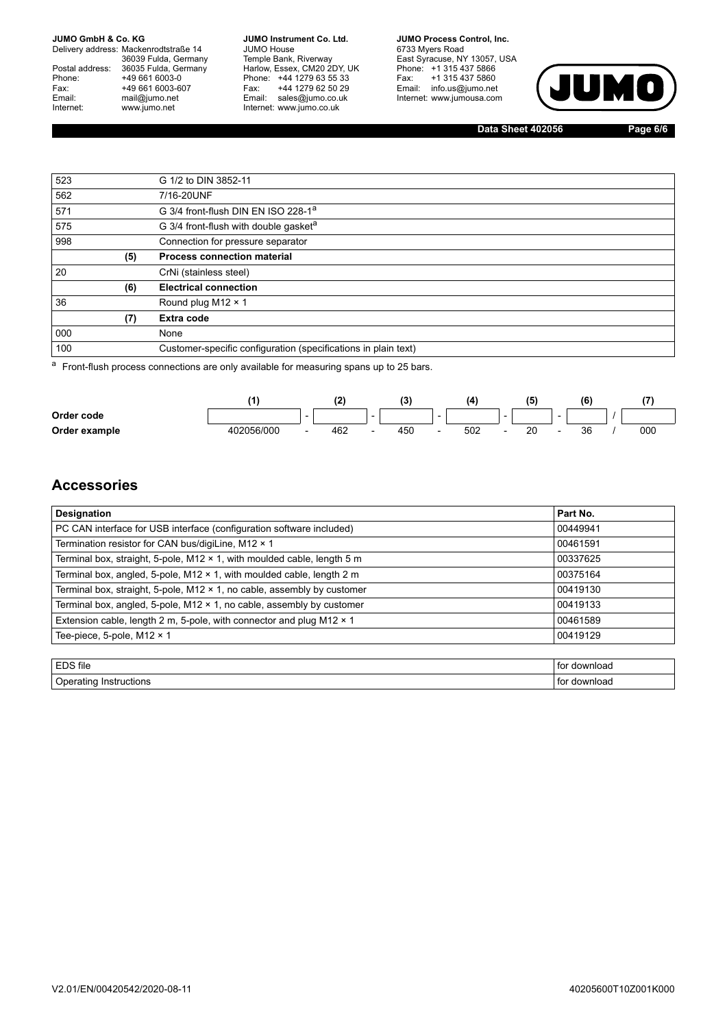| | | |
|---|---|---|
| 523 | | G 1/2 to DIN 3852-11 |
| 562 | | 7/16-20UNF |
| 571 | | G 3/4 front-flush DIN EN ISO 228-1[a] |
| 575 | | G 3/4 front-flush with double gasket[a] |
| 998 | | Connection for pressure separator |
| | **(5)** | **Process connection material** |
| 20 | | CrNi (stainless steel) |
| | **(6)** | **Electrical connection** |
| 36 | | Round plug M12 × 1 |
| | **(7)** | **Extra code** |
| 000 | | None |
| 100 | | Customer-specific configuration (specifications in plain text) |

[a] Front-flush process connections are only available for measuring spans up to 25 bars.

| | (1) | | (2) | | (3) | | (4) | | (5) | | (6) | | (7) |
|---|---|---|---|---|---|---|---|---|---|---|---|---|---|
| **Order code** | | - | | - | | - | | - | | - | | / | |
| **Order example** | 402056/000 | - | 462 | - | 450 | - | 502 | - | 20 | - | 36 | / | 000 |

## Accessories

| Designation | Part No. |
|---|---|
| PC CAN interface for USB interface (configuration software included) | 00449941 |
| Termination resistor for CAN bus/digiLine, M12 × 1 | 00461591 |
| Terminal box, straight, 5-pole, M12 × 1, with moulded cable, length 5 m | 00337625 |
| Terminal box, angled, 5-pole, M12 × 1, with moulded cable, length 2 m | 00375164 |
| Terminal box, straight, 5-pole, M12 × 1, no cable, assembly by customer | 00419130 |
| Terminal box, angled, 5-pole, M12 × 1, no cable, assembly by customer | 00419133 |
| Extension cable, length 2 m, 5-pole, with connector and plug M12 × 1 | 00461589 |
| Tee-piece, 5-pole, M12 × 1 | 00419129 |

| | |
|---|---|
| EDS file | for download |
| Operating Instructions | for download |